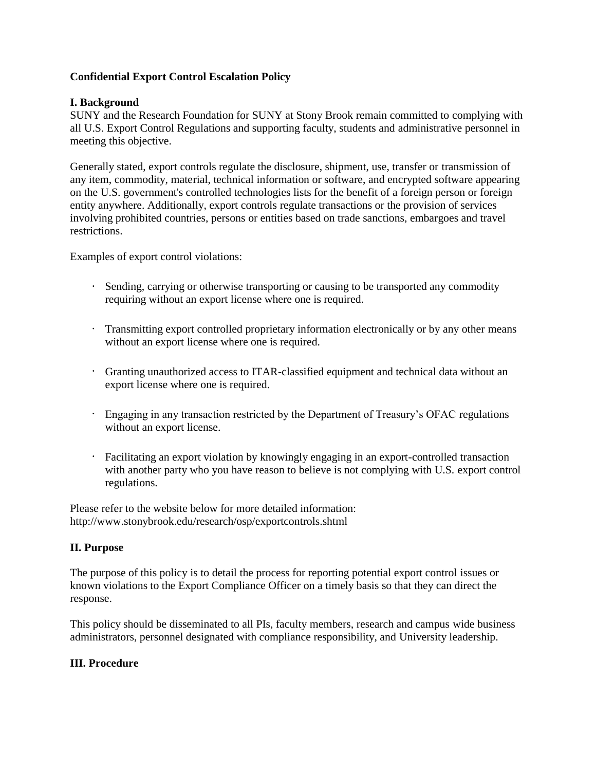**Confidential Export Control Escalation Policy**

## I. Background

SUNY and the Research Foundation for SUNY at Stony Brook remain committed to complying with all U.S. Export Control Regulations and supporting faculty, students and administrative personnel in meeting this objective.

Generally stated, export controls regulate the disclosure, shipment, use, transfer or transmission of any item, commodity, material, technical information or software, and encrypted software appearing on the U.S. government's controlled technologies lists for the benefit of a foreign person or foreign entity anywhere. Additionally, export controls regulate transactions or the provision of services involving prohibited countries, persons or entities based on trade sanctions, embargoes and travel restrictions.

Examples of export control violations:

- Sending, carrying or otherwise transporting or causing to be transported any commodity requiring without an export license where one is required.
- Transmitting export controlled proprietary information electronically or by any other means without an export license where one is required.
- Granting unauthorized access to ITAR-classified equipment and technical data without an export license where one is required.
- Engaging in any transaction restricted by the Department of Treasury's OFAC regulations without an export license.
- Facilitating an export violation by knowingly engaging in an export-controlled transaction with another party who you have reason to believe is not complying with U.S. export control regulations.

Please refer to the website below for more detailed information:
http://www.stonybrook.edu/research/osp/exportcontrols.shtml

## II. Purpose

The purpose of this policy is to detail the process for reporting potential export control issues or known violations to the Export Compliance Officer on a timely basis so that they can direct the response.

This policy should be disseminated to all PIs, faculty members, research and campus wide business administrators, personnel designated with compliance responsibility, and University leadership.

## III. Procedure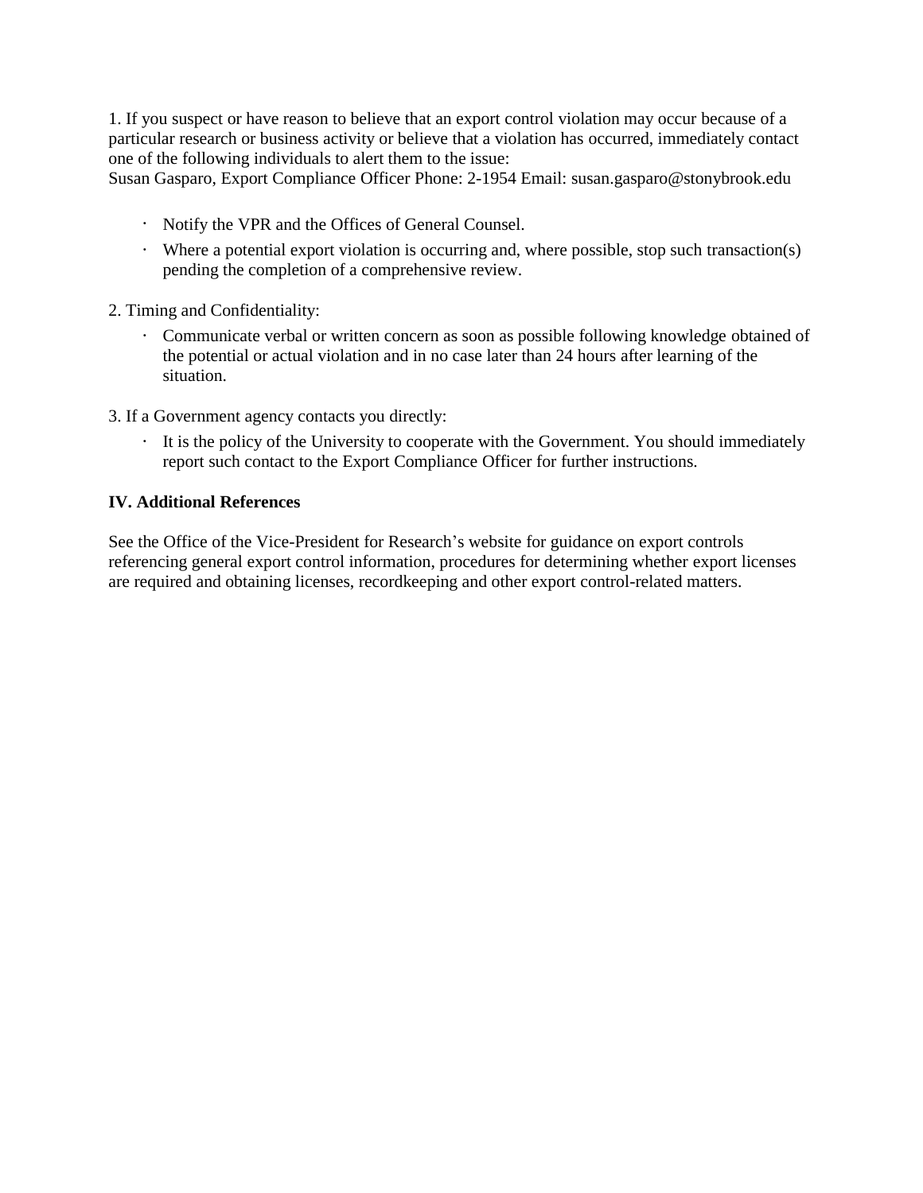1. If you suspect or have reason to believe that an export control violation may occur because of a particular research or business activity or believe that a violation has occurred, immediately contact one of the following individuals to alert them to the issue:
Susan Gasparo, Export Compliance Officer Phone: 2-1954 Email: susan.gasparo@stonybrook.edu

- Notify the VPR and the Offices of General Counsel.
- Where a potential export violation is occurring and, where possible, stop such transaction(s) pending the completion of a comprehensive review.

2. Timing and Confidentiality:

- Communicate verbal or written concern as soon as possible following knowledge obtained of the potential or actual violation and in no case later than 24 hours after learning of the situation.

3. If a Government agency contacts you directly:

- It is the policy of the University to cooperate with the Government. You should immediately report such contact to the Export Compliance Officer for further instructions.

**IV. Additional References**

See the Office of the Vice-President for Research's website for guidance on export controls referencing general export control information, procedures for determining whether export licenses are required and obtaining licenses, recordkeeping and other export control-related matters.